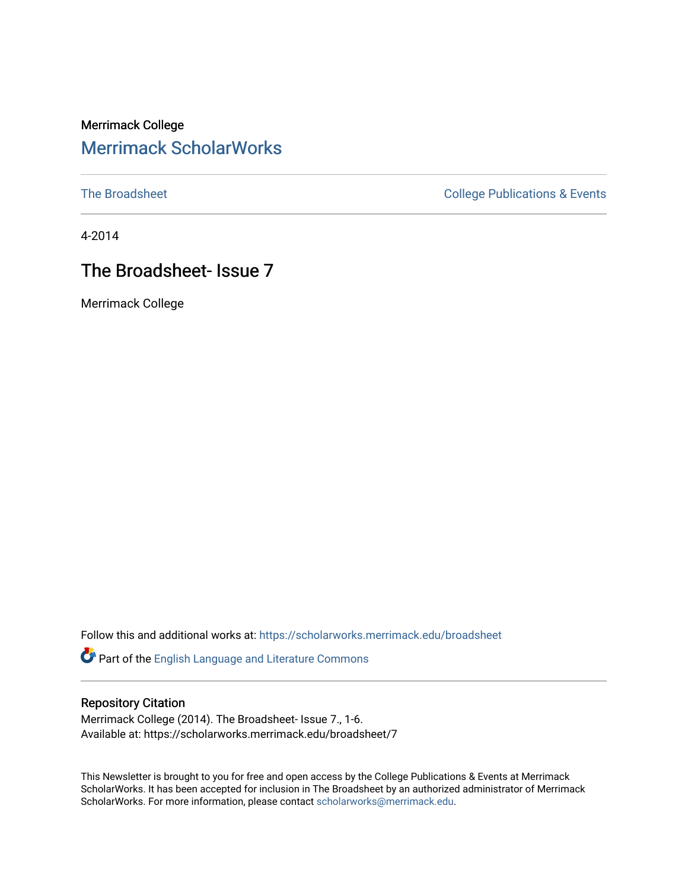Merrimack College

# Merrimack ScholarWorks

The Broadsheet | College Publications & Events

4-2014

## The Broadsheet- Issue 7

Merrimack College

Follow this and additional works at: https://scholarworks.merrimack.edu/broadsheet

Part of the English Language and Literature Commons

### Repository Citation

Merrimack College (2014). The Broadsheet- Issue 7., 1-6.
Available at: https://scholarworks.merrimack.edu/broadsheet/7

This Newsletter is brought to you for free and open access by the College Publications & Events at Merrimack ScholarWorks. It has been accepted for inclusion in The Broadsheet by an authorized administrator of Merrimack ScholarWorks. For more information, please contact scholarworks@merrimack.edu.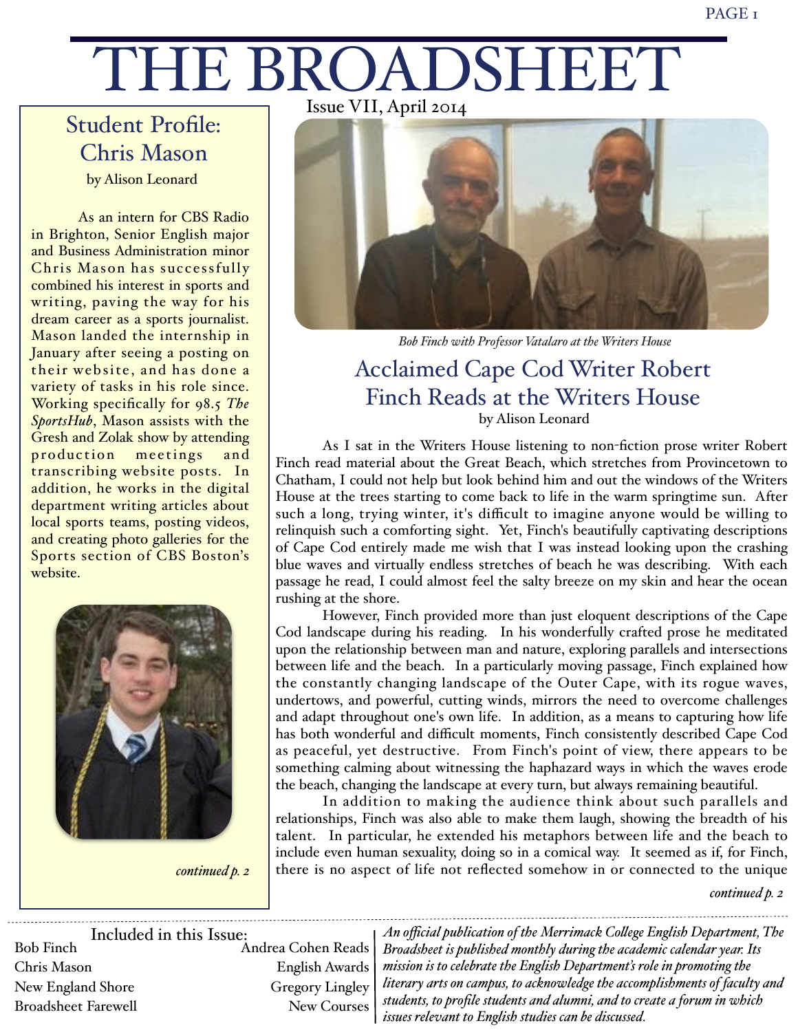# THE BROADSHEET

Issue VII, April 2014

## Student Profile: Chris Mason

by Alison Leonard

As an intern for CBS Radio in Brighton, Senior English major and Business Administration minor Chris Mason has successfully combined his interest in sports and writing, paving the way for his dream career as a sports journalist. Mason landed the internship in January after seeing a posting on their website, and has done a variety of tasks in his role since. Working specifically for 98.5 *The SportsHub*, Mason assists with the Gresh and Zolak show by attending production meetings and transcribing website posts. In addition, he works in the digital department writing articles about local sports teams, posting videos, and creating photo galleries for the Sports section of CBS Boston's website.

*continued p. 2*

*Bob Finch with Professor Vatalaro at the Writers House*

## Acclaimed Cape Cod Writer Robert Finch Reads at the Writers House

by Alison Leonard

As I sat in the Writers House listening to non-fiction prose writer Robert Finch read material about the Great Beach, which stretches from Provincetown to Chatham, I could not help but look behind him and out the windows of the Writers House at the trees starting to come back to life in the warm springtime sun. After such a long, trying winter, it's difficult to imagine anyone would be willing to relinquish such a comforting sight. Yet, Finch's beautifully captivating descriptions of Cape Cod entirely made me wish that I was instead looking upon the crashing blue waves and virtually endless stretches of beach he was describing. With each passage he read, I could almost feel the salty breeze on my skin and hear the ocean rushing at the shore.

However, Finch provided more than just eloquent descriptions of the Cape Cod landscape during his reading. In his wonderfully crafted prose he meditated upon the relationship between man and nature, exploring parallels and intersections between life and the beach. In a particularly moving passage, Finch explained how the constantly changing landscape of the Outer Cape, with its rogue waves, undertows, and powerful, cutting winds, mirrors the need to overcome challenges and adapt throughout one's own life. In addition, as a means to capturing how life has both wonderful and difficult moments, Finch consistently described Cape Cod as peaceful, yet destructive. From Finch's point of view, there appears to be something calming about witnessing the haphazard ways in which the waves erode the beach, changing the landscape at every turn, but always remaining beautiful.

In addition to making the audience think about such parallels and relationships, Finch was also able to make them laugh, showing the breadth of his talent. In particular, he extended his metaphors between life and the beach to include even human sexuality, doing so in a comical way. It seemed as if, for Finch, there is no aspect of life not reflected somehow in or connected to the unique

*continued p. 2*

---

**Included in this Issue:**

- Bob Finch
- Chris Mason
- New England Shore
- Broadsheet Farewell
- Andrea Cohen Reads
- English Awards
- Gregory Lingley
- New Courses

*An official publication of the Merrimack College English Department, The Broadsheet is published monthly during the academic calendar year. Its mission is to celebrate the English Department's role in promoting the literary arts on campus, to acknowledge the accomplishments of faculty and students, to profile students and alumni, and to create a forum in which issues relevant to English studies can be discussed.*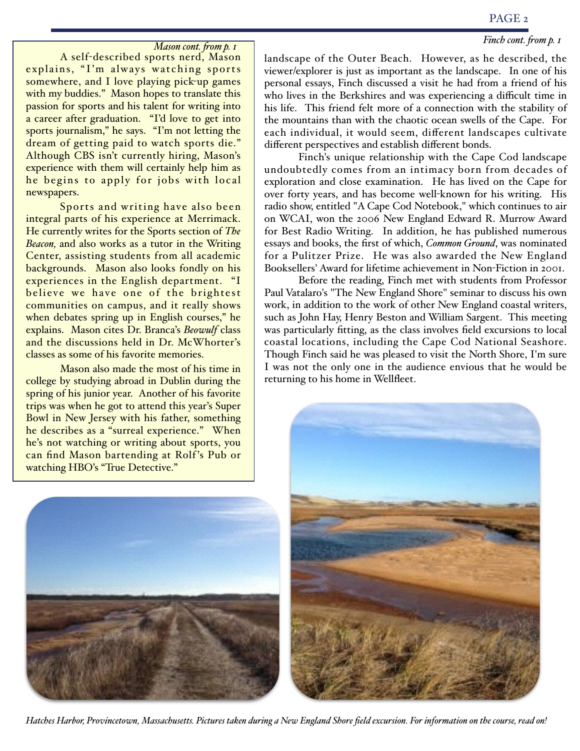*Mason cont. from p. 1*

A self-described sports nerd, Mason explains, "I'm always watching sports somewhere, and I love playing pick-up games with my buddies." Mason hopes to translate this passion for sports and his talent for writing into a career after graduation. "I'd love to get into sports journalism," he says. "I'm not letting the dream of getting paid to watch sports die." Although CBS isn't currently hiring, Mason's experience with them will certainly help him as he begins to apply for jobs with local newspapers.

Sports and writing have also been integral parts of his experience at Merrimack. He currently writes for the Sports section of *The Beacon,* and also works as a tutor in the Writing Center, assisting students from all academic backgrounds. Mason also looks fondly on his experiences in the English department. "I believe we have one of the brightest communities on campus, and it really shows when debates spring up in English courses," he explains. Mason cites Dr. Branca's *Beowulf* class and the discussions held in Dr. McWhorter's classes as some of his favorite memories.

Mason also made the most of his time in college by studying abroad in Dublin during the spring of his junior year. Another of his favorite trips was when he got to attend this year's Super Bowl in New Jersey with his father, something he describes as a "surreal experience." When he's not watching or writing about sports, you can find Mason bartending at Rolf's Pub or watching HBO's "True Detective."

*Finch cont. from p. 1*

landscape of the Outer Beach. However, as he described, the viewer/explorer is just as important as the landscape. In one of his personal essays, Finch discussed a visit he had from a friend of his who lives in the Berkshires and was experiencing a difficult time in his life. This friend felt more of a connection with the stability of the mountains than with the chaotic ocean swells of the Cape. For each individual, it would seem, different landscapes cultivate different perspectives and establish different bonds.

Finch's unique relationship with the Cape Cod landscape undoubtedly comes from an intimacy born from decades of exploration and close examination. He has lived on the Cape for over forty years, and has become well-known for his writing. His radio show, entitled "A Cape Cod Notebook," which continues to air on WCAI, won the 2006 New England Edward R. Murrow Award for Best Radio Writing. In addition, he has published numerous essays and books, the first of which, *Common Ground*, was nominated for a Pulitzer Prize. He was also awarded the New England Booksellers' Award for lifetime achievement in Non-Fiction in 2001.

Before the reading, Finch met with students from Professor Paul Vatalaro's "The New England Shore" seminar to discuss his own work, in addition to the work of other New England coastal writers, such as John Hay, Henry Beston and William Sargent. This meeting was particularly fitting, as the class involves field excursions to local coastal locations, including the Cape Cod National Seashore. Though Finch said he was pleased to visit the North Shore, I'm sure I was not the only one in the audience envious that he would be returning to his home in Wellfleet.

*Hatches Harbor, Provincetown, Massachusetts. Pictures taken during a New England Shore field excursion. For information on the course, read on!*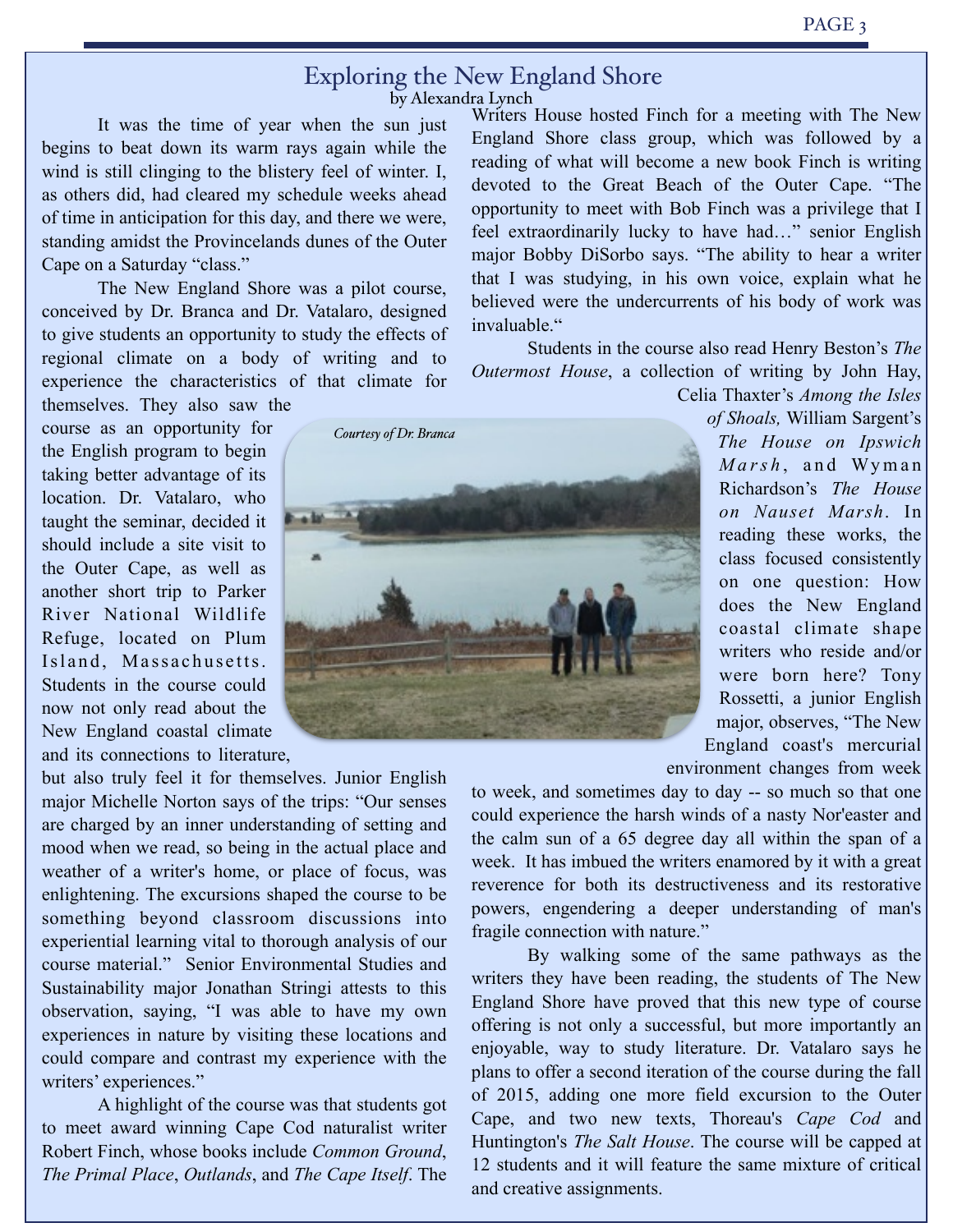## Exploring the New England Shore

by Alexandra Lynch

It was the time of year when the sun just begins to beat down its warm rays again while the wind is still clinging to the blistery feel of winter. I, as others did, had cleared my schedule weeks ahead of time in anticipation for this day, and there we were, standing amidst the Provincelands dunes of the Outer Cape on a Saturday "class."

The New England Shore was a pilot course, conceived by Dr. Branca and Dr. Vatalaro, designed to give students an opportunity to study the effects of regional climate on a body of writing and to experience the characteristics of that climate for themselves. They also saw the course as an opportunity for the English program to begin taking better advantage of its location. Dr. Vatalaro, who taught the seminar, decided it should include a site visit to the Outer Cape, as well as another short trip to Parker River National Wildlife Refuge, located on Plum Island, Massachusetts. Students in the course could now not only read about the New England coastal climate and its connections to literature, but also truly feel it for themselves. Junior English major Michelle Norton says of the trips: "Our senses are charged by an inner understanding of setting and mood when we read, so being in the actual place and weather of a writer's home, or place of focus, was enlightening. The excursions shaped the course to be something beyond classroom discussions into experiential learning vital to thorough analysis of our course material." Senior Environmental Studies and Sustainability major Jonathan Stringi attests to this observation, saying, "I was able to have my own experiences in nature by visiting these locations and could compare and contrast my experience with the writers' experiences."

*Courtesy of Dr. Branca*

A highlight of the course was that students got to meet award winning Cape Cod naturalist writer Robert Finch, whose books include *Common Ground*, *The Primal Place*, *Outlands*, and *The Cape Itself*. The Writers House hosted Finch for a meeting with The New England Shore class group, which was followed by a reading of what will become a new book Finch is writing devoted to the Great Beach of the Outer Cape. "The opportunity to meet with Bob Finch was a privilege that I feel extraordinarily lucky to have had…" senior English major Bobby DiSorbo says. "The ability to hear a writer that I was studying, in his own voice, explain what he believed were the undercurrents of his body of work was invaluable."

Students in the course also read Henry Beston's *The Outermost House*, a collection of writing by John Hay, Celia Thaxter's *Among the Isles of Shoals,* William Sargent's *The House on Ipswich Marsh*, and Wyman Richardson's *The House on Nauset Marsh*. In reading these works, the class focused consistently on one question: How does the New England coastal climate shape writers who reside and/or were born here? Tony Rossetti, a junior English major, observes, "The New England coast's mercurial environment changes from week to week, and sometimes day to day -- so much so that one could experience the harsh winds of a nasty Nor'easter and the calm sun of a 65 degree day all within the span of a week. It has imbued the writers enamored by it with a great reverence for both its destructiveness and its restorative powers, engendering a deeper understanding of man's fragile connection with nature."

By walking some of the same pathways as the writers they have been reading, the students of The New England Shore have proved that this new type of course offering is not only a successful, but more importantly an enjoyable, way to study literature. Dr. Vatalaro says he plans to offer a second iteration of the course during the fall of 2015, adding one more field excursion to the Outer Cape, and two new texts, Thoreau's *Cape Cod* and Huntington's *The Salt House*. The course will be capped at 12 students and it will feature the same mixture of critical and creative assignments.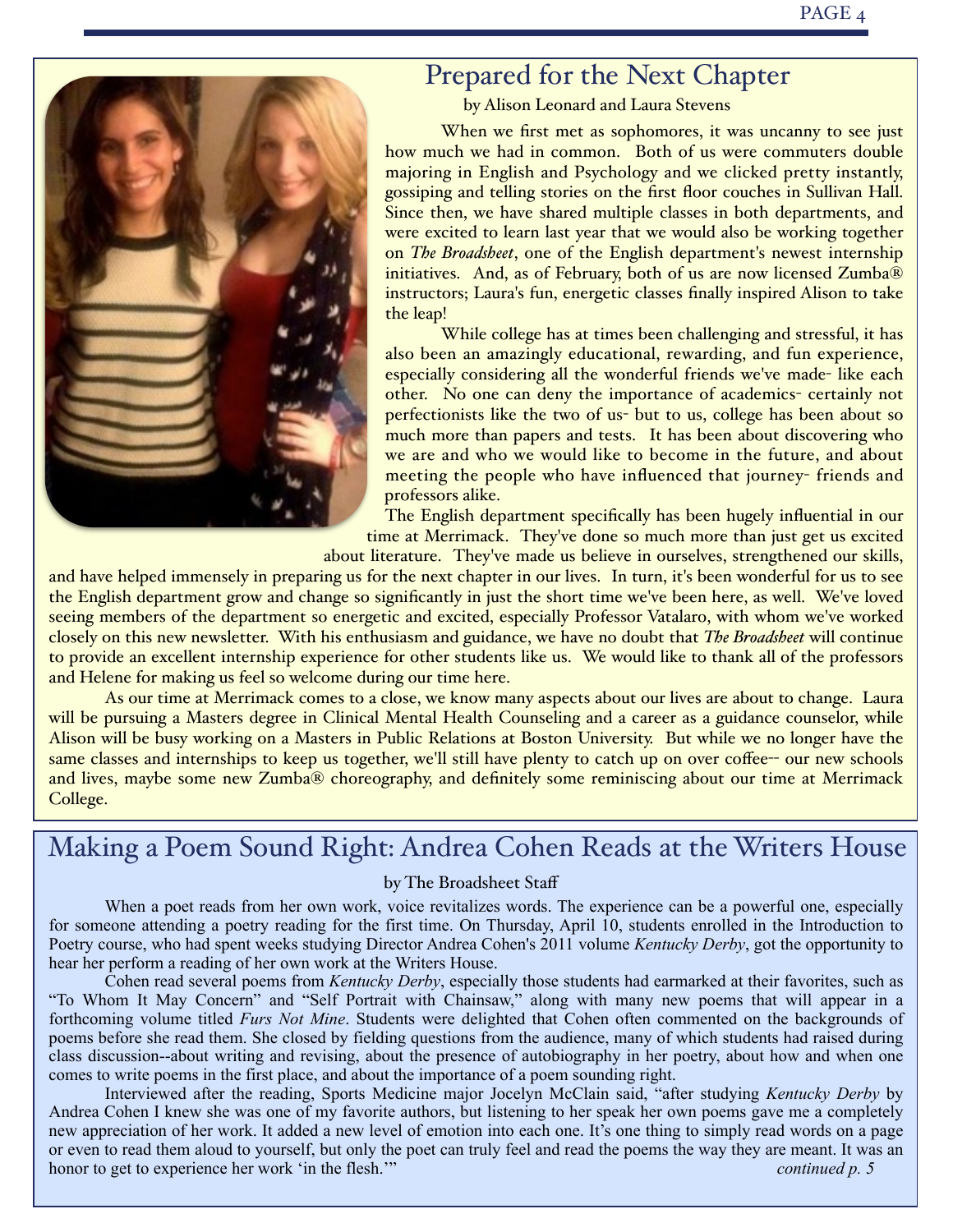## Prepared for the Next Chapter

by Alison Leonard and Laura Stevens

When we first met as sophomores, it was uncanny to see just how much we had in common. Both of us were commuters double majoring in English and Psychology and we clicked pretty instantly, gossiping and telling stories on the first floor couches in Sullivan Hall. Since then, we have shared multiple classes in both departments, and were excited to learn last year that we would also be working together on *The Broadsheet*, one of the English department's newest internship initiatives. And, as of February, both of us are now licensed Zumba® instructors; Laura's fun, energetic classes finally inspired Alison to take the leap!

While college has at times been challenging and stressful, it has also been an amazingly educational, rewarding, and fun experience, especially considering all the wonderful friends we've made- like each other. No one can deny the importance of academics- certainly not perfectionists like the two of us- but to us, college has been about so much more than papers and tests. It has been about discovering who we are and who we would like to become in the future, and about meeting the people who have influenced that journey- friends and professors alike.

The English department specifically has been hugely influential in our time at Merrimack. They've done so much more than just get us excited about literature. They've made us believe in ourselves, strengthened our skills, and have helped immensely in preparing us for the next chapter in our lives. In turn, it's been wonderful for us to see the English department grow and change so significantly in just the short time we've been here, as well. We've loved seeing members of the department so energetic and excited, especially Professor Vatalaro, with whom we've worked closely on this new newsletter. With his enthusiasm and guidance, we have no doubt that *The Broadsheet* will continue to provide an excellent internship experience for other students like us. We would like to thank all of the professors and Helene for making us feel so welcome during our time here.

As our time at Merrimack comes to a close, we know many aspects about our lives are about to change. Laura will be pursuing a Masters degree in Clinical Mental Health Counseling and a career as a guidance counselor, while Alison will be busy working on a Masters in Public Relations at Boston University. But while we no longer have the same classes and internships to keep us together, we'll still have plenty to catch up on over coffee-- our new schools and lives, maybe some new Zumba® choreography, and definitely some reminiscing about our time at Merrimack College.

## Making a Poem Sound Right: Andrea Cohen Reads at the Writers House

by The Broadsheet Staff

When a poet reads from her own work, voice revitalizes words. The experience can be a powerful one, especially for someone attending a poetry reading for the first time. On Thursday, April 10, students enrolled in the Introduction to Poetry course, who had spent weeks studying Director Andrea Cohen's 2011 volume *Kentucky Derby*, got the opportunity to hear her perform a reading of her own work at the Writers House.

Cohen read several poems from *Kentucky Derby*, especially those students had earmarked at their favorites, such as "To Whom It May Concern" and "Self Portrait with Chainsaw," along with many new poems that will appear in a forthcoming volume titled *Furs Not Mine*. Students were delighted that Cohen often commented on the backgrounds of poems before she read them. She closed by fielding questions from the audience, many of which students had raised during class discussion--about writing and revising, about the presence of autobiography in her poetry, about how and when one comes to write poems in the first place, and about the importance of a poem sounding right.

Interviewed after the reading, Sports Medicine major Jocelyn McClain said, "after studying *Kentucky Derby* by Andrea Cohen I knew she was one of my favorite authors, but listening to her speak her own poems gave me a completely new appreciation of her work. It added a new level of emotion into each one. It's one thing to simply read words on a page or even to read them aloud to yourself, but only the poet can truly feel and read the poems the way they are meant. It was an honor to get to experience her work 'in the flesh.'"

*continued p. 5*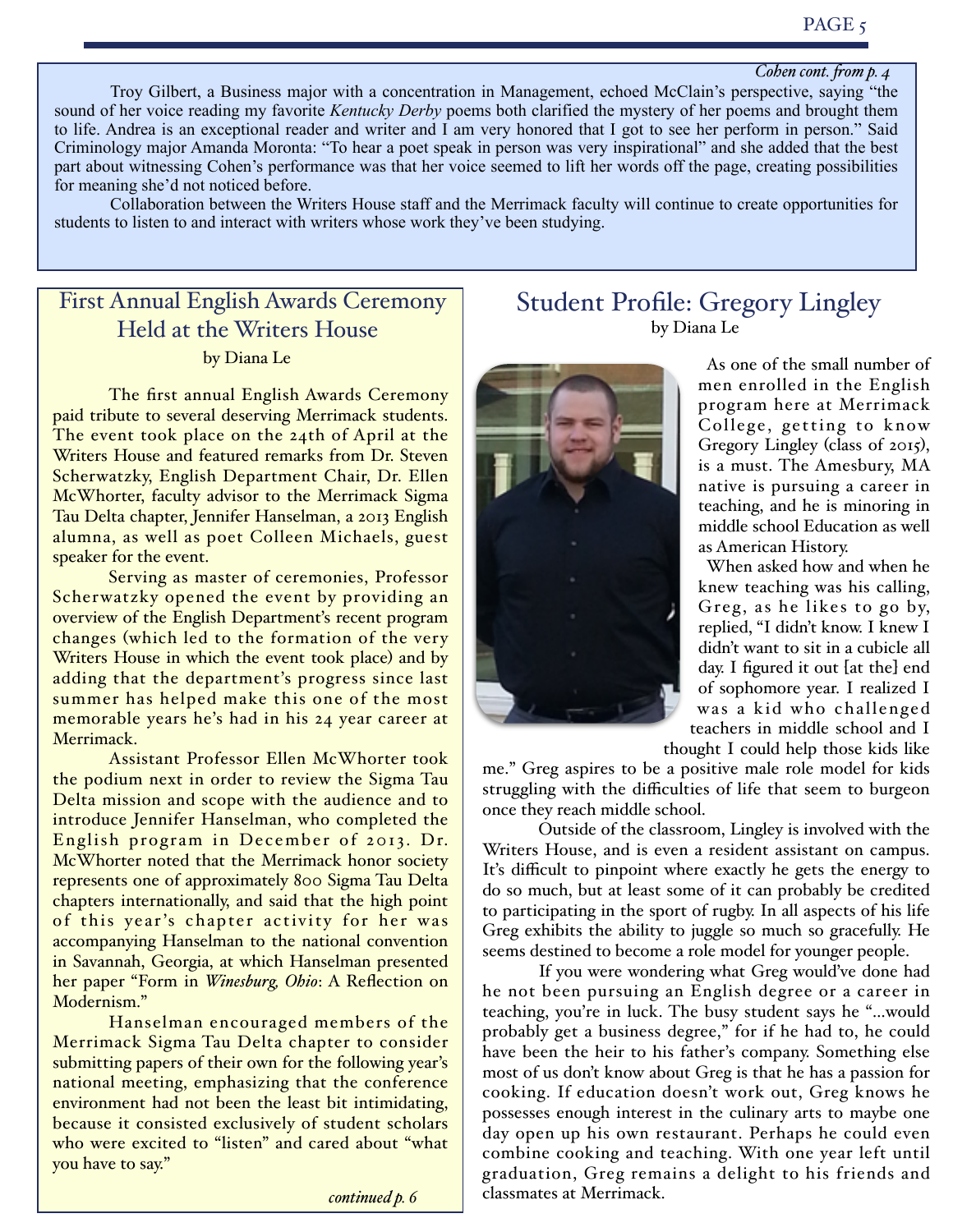*Cohen cont. from p. 4*

Troy Gilbert, a Business major with a concentration in Management, echoed McClain's perspective, saying "the sound of her voice reading my favorite *Kentucky Derby* poems both clarified the mystery of her poems and brought them to life. Andrea is an exceptional reader and writer and I am very honored that I got to see her perform in person." Said Criminology major Amanda Moronta: "To hear a poet speak in person was very inspirational" and she added that the best part about witnessing Cohen's performance was that her voice seemed to lift her words off the page, creating possibilities for meaning she'd not noticed before.

Collaboration between the Writers House staff and the Merrimack faculty will continue to create opportunities for students to listen to and interact with writers whose work they've been studying.

## First Annual English Awards Ceremony Held at the Writers House

by Diana Le

The first annual English Awards Ceremony paid tribute to several deserving Merrimack students. The event took place on the 24th of April at the Writers House and featured remarks from Dr. Steven Scherwatzky, English Department Chair, Dr. Ellen McWhorter, faculty advisor to the Merrimack Sigma Tau Delta chapter, Jennifer Hanselman, a 2013 English alumna, as well as poet Colleen Michaels, guest speaker for the event.

Serving as master of ceremonies, Professor Scherwatzky opened the event by providing an overview of the English Department's recent program changes (which led to the formation of the very Writers House in which the event took place) and by adding that the department's progress since last summer has helped make this one of the most memorable years he's had in his 24 year career at Merrimack.

Assistant Professor Ellen McWhorter took the podium next in order to review the Sigma Tau Delta mission and scope with the audience and to introduce Jennifer Hanselman, who completed the English program in December of 2013. Dr. McWhorter noted that the Merrimack honor society represents one of approximately 800 Sigma Tau Delta chapters internationally, and said that the high point of this year's chapter activity for her was accompanying Hanselman to the national convention in Savannah, Georgia, at which Hanselman presented her paper "Form in *Winesburg, Ohio*: A Reflection on Modernism."

Hanselman encouraged members of the Merrimack Sigma Tau Delta chapter to consider submitting papers of their own for the following year's national meeting, emphasizing that the conference environment had not been the least bit intimidating, because it consisted exclusively of student scholars who were excited to "listen" and cared about "what you have to say."

*continued p. 6*

## Student Profile: Gregory Lingley

by Diana Le

As one of the small number of men enrolled in the English program here at Merrimack College, getting to know Gregory Lingley (class of 2015), is a must. The Amesbury, MA native is pursuing a career in teaching, and he is minoring in middle school Education as well as American History.

When asked how and when he knew teaching was his calling, Greg, as he likes to go by, replied, "I didn't know. I knew I didn't want to sit in a cubicle all day. I figured it out [at the] end of sophomore year. I realized I was a kid who challenged teachers in middle school and I thought I could help those kids like me." Greg aspires to be a positive male role model for kids struggling with the difficulties of life that seem to burgeon once they reach middle school.

Outside of the classroom, Lingley is involved with the Writers House, and is even a resident assistant on campus. It's difficult to pinpoint where exactly he gets the energy to do so much, but at least some of it can probably be credited to participating in the sport of rugby. In all aspects of his life Greg exhibits the ability to juggle so much so gracefully. He seems destined to become a role model for younger people.

If you were wondering what Greg would've done had he not been pursuing an English degree or a career in teaching, you're in luck. The busy student says he "...would probably get a business degree," for if he had to, he could have been the heir to his father's company. Something else most of us don't know about Greg is that he has a passion for cooking. If education doesn't work out, Greg knows he possesses enough interest in the culinary arts to maybe one day open up his own restaurant. Perhaps he could even combine cooking and teaching. With one year left until graduation, Greg remains a delight to his friends and classmates at Merrimack.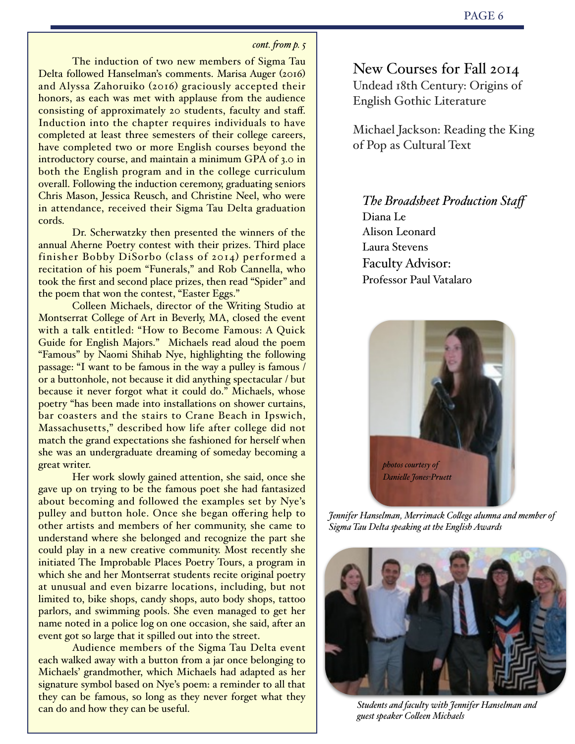*cont. from p. 5*

The induction of two new members of Sigma Tau Delta followed Hanselman's comments. Marisa Auger (2016) and Alyssa Zahoruiko (2016) graciously accepted their honors, as each was met with applause from the audience consisting of approximately 20 students, faculty and staff. Induction into the chapter requires individuals to have completed at least three semesters of their college careers, have completed two or more English courses beyond the introductory course, and maintain a minimum GPA of 3.0 in both the English program and in the college curriculum overall. Following the induction ceremony, graduating seniors Chris Mason, Jessica Reusch, and Christine Neel, who were in attendance, received their Sigma Tau Delta graduation cords.

Dr. Scherwatzky then presented the winners of the annual Aherne Poetry contest with their prizes. Third place finisher Bobby DiSorbo (class of 2014) performed a recitation of his poem "Funerals," and Rob Cannella, who took the first and second place prizes, then read "Spider" and the poem that won the contest, "Easter Eggs."

Colleen Michaels, director of the Writing Studio at Montserrat College of Art in Beverly, MA, closed the event with a talk entitled: "How to Become Famous: A Quick Guide for English Majors." Michaels read aloud the poem "Famous" by Naomi Shihab Nye, highlighting the following passage: "I want to be famous in the way a pulley is famous / or a buttonhole, not because it did anything spectacular / but because it never forgot what it could do." Michaels, whose poetry "has been made into installations on shower curtains, bar coasters and the stairs to Crane Beach in Ipswich, Massachusetts," described how life after college did not match the grand expectations she fashioned for herself when she was an undergraduate dreaming of someday becoming a great writer.

Her work slowly gained attention, she said, once she gave up on trying to be the famous poet she had fantasized about becoming and followed the examples set by Nye's pulley and button hole. Once she began offering help to other artists and members of her community, she came to understand where she belonged and recognize the part she could play in a new creative community. Most recently she initiated The Improbable Places Poetry Tours, a program in which she and her Montserrat students recite original poetry at unusual and even bizarre locations, including, but not limited to, bike shops, candy shops, auto body shops, tattoo parlors, and swimming pools. She even managed to get her name noted in a police log on one occasion, she said, after an event got so large that it spilled out into the street.

Audience members of the Sigma Tau Delta event each walked away with a button from a jar once belonging to Michaels' grandmother, which Michaels had adapted as her signature symbol based on Nye's poem: a reminder to all that they can be famous, so long as they never forget what they can do and how they can be useful.

## New Courses for Fall 2014

Undead 18th Century: Origins of English Gothic Literature

Michael Jackson: Reading the King of Pop as Cultural Text

### *The Broadsheet Production Staff*

Diana Le
Alison Leonard
Laura Stevens

**Faculty Advisor:**
Professor Paul Vatalaro

*photos courtesy of Danielle Jones-Pruett*

*Jennifer Hanselman, Merrimack College alumna and member of Sigma Tau Delta speaking at the English Awards*

*Students and faculty with Jennifer Hanselman and guest speaker Colleen Michaels*